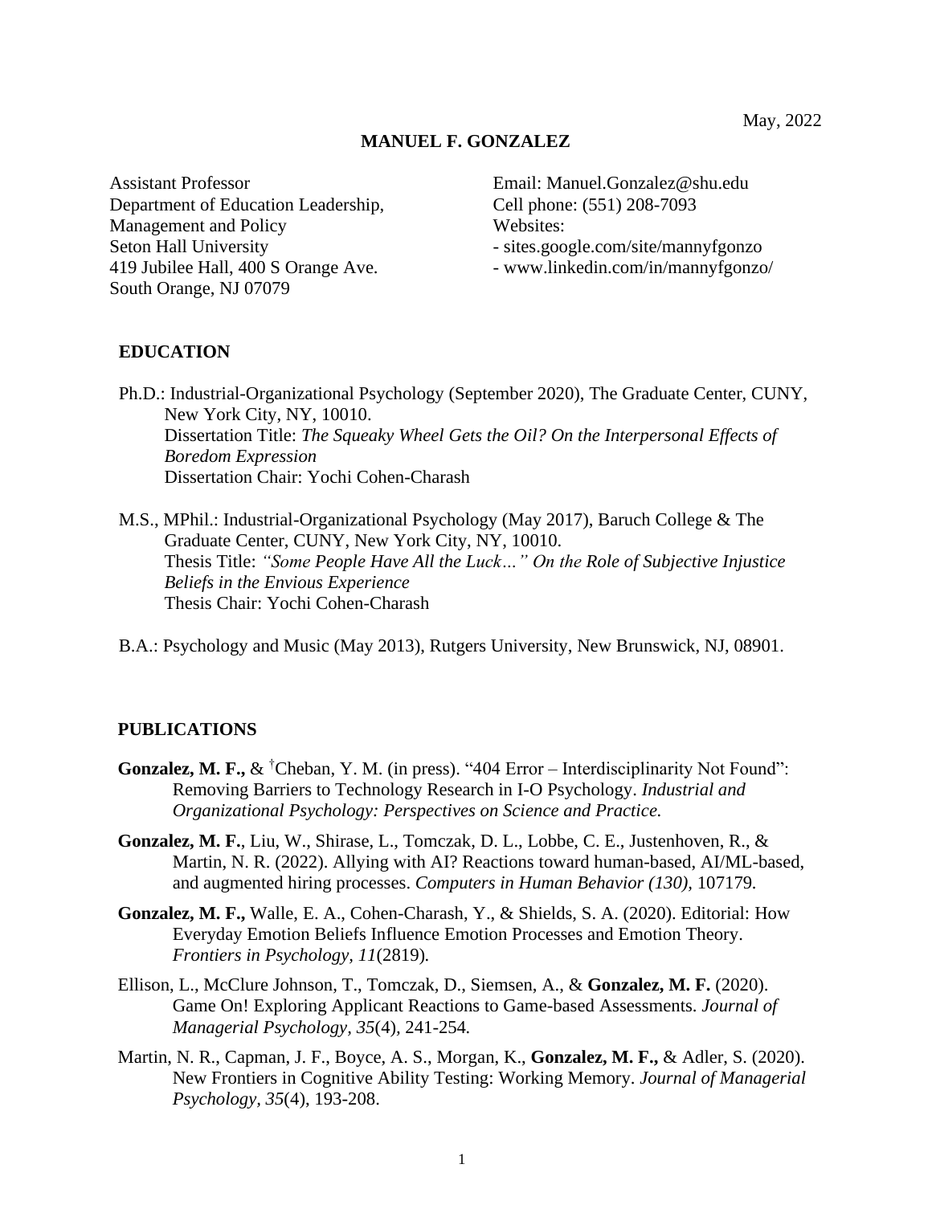May, 2022

# MANUEL F. GONZALEZ

Assistant Professor
Department of Education Leadership, Management and Policy
Seton Hall University
419 Jubilee Hall, 400 S Orange Ave.
South Orange, NJ 07079

Email: Manuel.Gonzalez@shu.edu
Cell phone: (551) 208-7093
Websites:
- sites.google.com/site/mannyfgonzo
- www.linkedin.com/in/mannyfgonzo/

## EDUCATION

Ph.D.: Industrial-Organizational Psychology (September 2020), The Graduate Center, CUNY, New York City, NY, 10010.
Dissertation Title: *The Squeaky Wheel Gets the Oil? On the Interpersonal Effects of Boredom Expression*
Dissertation Chair: Yochi Cohen-Charash

M.S., MPhil.: Industrial-Organizational Psychology (May 2017), Baruch College & The Graduate Center, CUNY, New York City, NY, 10010.
Thesis Title: *"Some People Have All the Luck…" On the Role of Subjective Injustice Beliefs in the Envious Experience*
Thesis Chair: Yochi Cohen-Charash

B.A.: Psychology and Music (May 2013), Rutgers University, New Brunswick, NJ, 08901.

## PUBLICATIONS

**Gonzalez, M. F.,** & [†]Cheban, Y. M. (in press). "404 Error – Interdisciplinarity Not Found": Removing Barriers to Technology Research in I-O Psychology. *Industrial and Organizational Psychology: Perspectives on Science and Practice.*

**Gonzalez, M. F.**, Liu, W., Shirase, L., Tomczak, D. L., Lobbe, C. E., Justenhoven, R., & Martin, N. R. (2022). Allying with AI? Reactions toward human-based, AI/ML-based, and augmented hiring processes. *Computers in Human Behavior (130),* 107179.

**Gonzalez, M. F.,** Walle, E. A., Cohen-Charash, Y., & Shields, S. A. (2020). Editorial: How Everyday Emotion Beliefs Influence Emotion Processes and Emotion Theory. *Frontiers in Psychology, 11*(2819).

Ellison, L., McClure Johnson, T., Tomczak, D., Siemsen, A., & **Gonzalez, M. F.** (2020). Game On! Exploring Applicant Reactions to Game-based Assessments. *Journal of Managerial Psychology*, *35*(4), 241-254.

Martin, N. R., Capman, J. F., Boyce, A. S., Morgan, K., **Gonzalez, M. F.,** & Adler, S. (2020). New Frontiers in Cognitive Ability Testing: Working Memory. *Journal of Managerial Psychology*, *35*(4), 193-208.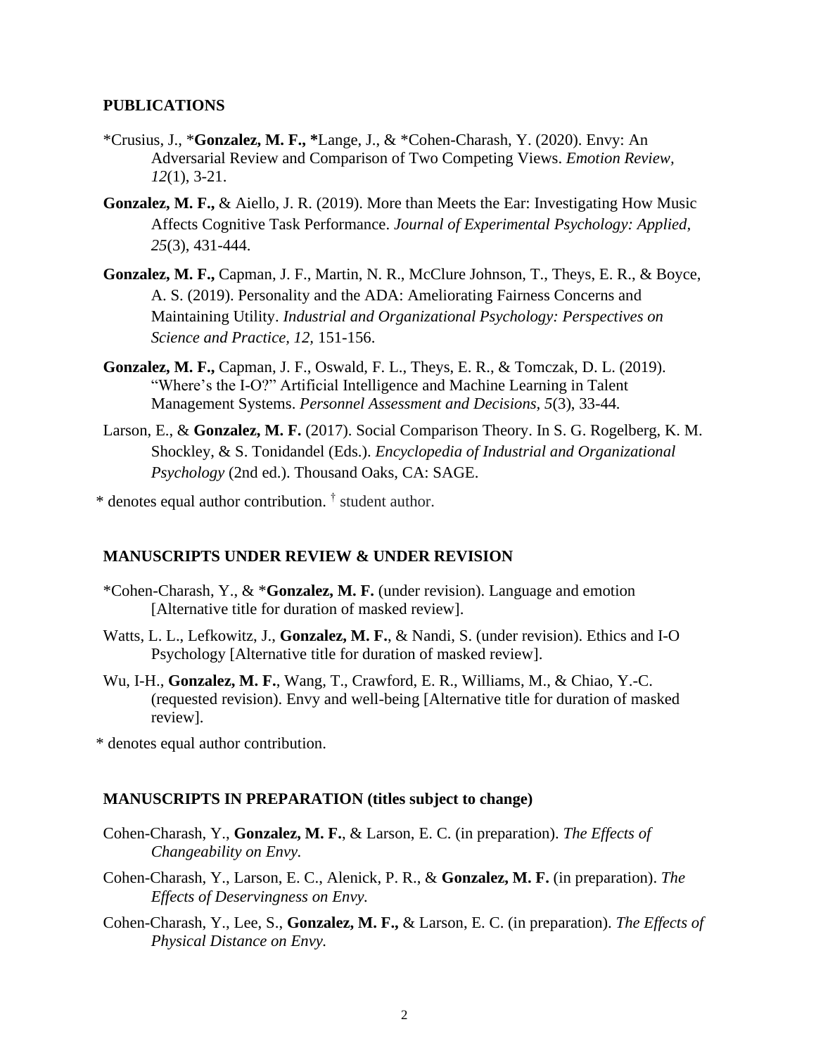## PUBLICATIONS

*Crusius, J., ***Gonzalez, M. F., ***Lange, J., & *Cohen-Charash, Y. (2020). Envy: An Adversarial Review and Comparison of Two Competing Views. *Emotion Review, 12*(1), 3-21.

**Gonzalez, M. F.,** & Aiello, J. R. (2019). More than Meets the Ear: Investigating How Music Affects Cognitive Task Performance. *Journal of Experimental Psychology: Applied, 25*(3), 431-444.

**Gonzalez, M. F.,** Capman, J. F., Martin, N. R., McClure Johnson, T., Theys, E. R., & Boyce, A. S. (2019). Personality and the ADA: Ameliorating Fairness Concerns and Maintaining Utility. *Industrial and Organizational Psychology: Perspectives on Science and Practice, 12,* 151-156.

**Gonzalez, M. F.,** Capman, J. F., Oswald, F. L., Theys, E. R., & Tomczak, D. L. (2019). "Where's the I-O?" Artificial Intelligence and Machine Learning in Talent Management Systems. *Personnel Assessment and Decisions, 5*(3), 33-44.

Larson, E., & **Gonzalez, M. F.** (2017). Social Comparison Theory. In S. G. Rogelberg, K. M. Shockley, & S. Tonidandel (Eds.). *Encyclopedia of Industrial and Organizational Psychology* (2nd ed.). Thousand Oaks, CA: SAGE.

* denotes equal author contribution. † student author.

## MANUSCRIPTS UNDER REVIEW & UNDER REVISION

*Cohen-Charash, Y., & ***Gonzalez, M. F.** (under revision). Language and emotion [Alternative title for duration of masked review].

Watts, L. L., Lefkowitz, J., **Gonzalez, M. F.**, & Nandi, S. (under revision). Ethics and I-O Psychology [Alternative title for duration of masked review].

Wu, I-H., **Gonzalez, M. F.**, Wang, T., Crawford, E. R., Williams, M., & Chiao, Y.-C. (requested revision). Envy and well-being [Alternative title for duration of masked review].

* denotes equal author contribution.

## MANUSCRIPTS IN PREPARATION (titles subject to change)

Cohen-Charash, Y., **Gonzalez, M. F.**, & Larson, E. C. (in preparation). *The Effects of Changeability on Envy.*

Cohen-Charash, Y., Larson, E. C., Alenick, P. R., & **Gonzalez, M. F.** (in preparation). *The Effects of Deservingness on Envy.*

Cohen-Charash, Y., Lee, S., **Gonzalez, M. F.,** & Larson, E. C. (in preparation). *The Effects of Physical Distance on Envy.*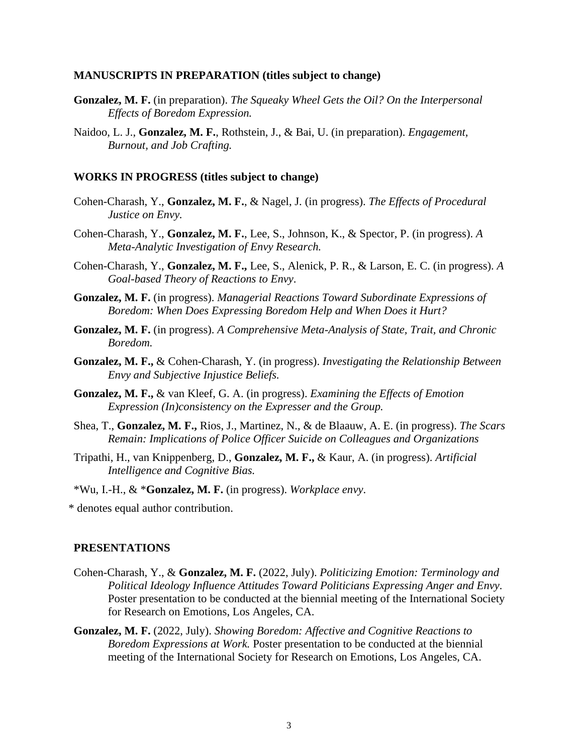### MANUSCRIPTS IN PREPARATION (titles subject to change)

**Gonzalez, M. F.** (in preparation). *The Squeaky Wheel Gets the Oil? On the Interpersonal Effects of Boredom Expression.*

Naidoo, L. J., **Gonzalez, M. F.**, Rothstein, J., & Bai, U. (in preparation). *Engagement, Burnout, and Job Crafting.*

### WORKS IN PROGRESS (titles subject to change)

Cohen-Charash, Y., **Gonzalez, M. F.**, & Nagel, J. (in progress). *The Effects of Procedural Justice on Envy.*

Cohen-Charash, Y., **Gonzalez, M. F.**, Lee, S., Johnson, K., & Spector, P. (in progress). *A Meta-Analytic Investigation of Envy Research.*

Cohen-Charash, Y., **Gonzalez, M. F.,** Lee, S., Alenick, P. R., & Larson, E. C. (in progress). *A Goal-based Theory of Reactions to Envy*.

**Gonzalez, M. F.** (in progress). *Managerial Reactions Toward Subordinate Expressions of Boredom: When Does Expressing Boredom Help and When Does it Hurt?*

**Gonzalez, M. F.** (in progress). *A Comprehensive Meta-Analysis of State, Trait, and Chronic Boredom.*

**Gonzalez, M. F.,** & Cohen-Charash, Y. (in progress). *Investigating the Relationship Between Envy and Subjective Injustice Beliefs.*

**Gonzalez, M. F.,** & van Kleef, G. A. (in progress). *Examining the Effects of Emotion Expression (In)consistency on the Expresser and the Group.*

Shea, T., **Gonzalez, M. F.,** Rios, J., Martinez, N., & de Blaauw, A. E. (in progress). *The Scars Remain: Implications of Police Officer Suicide on Colleagues and Organizations*

Tripathi, H., van Knippenberg, D., **Gonzalez, M. F.,** & Kaur, A. (in progress). *Artificial Intelligence and Cognitive Bias.*

*Wu, I.-H., & ***Gonzalez, M. F.** (in progress). *Workplace envy*.

* denotes equal author contribution.

### PRESENTATIONS

Cohen-Charash, Y., & **Gonzalez, M. F.** (2022, July). *Politicizing Emotion: Terminology and Political Ideology Influence Attitudes Toward Politicians Expressing Anger and Envy*. Poster presentation to be conducted at the biennial meeting of the International Society for Research on Emotions, Los Angeles, CA.

**Gonzalez, M. F.** (2022, July). *Showing Boredom: Affective and Cognitive Reactions to Boredom Expressions at Work.* Poster presentation to be conducted at the biennial meeting of the International Society for Research on Emotions, Los Angeles, CA.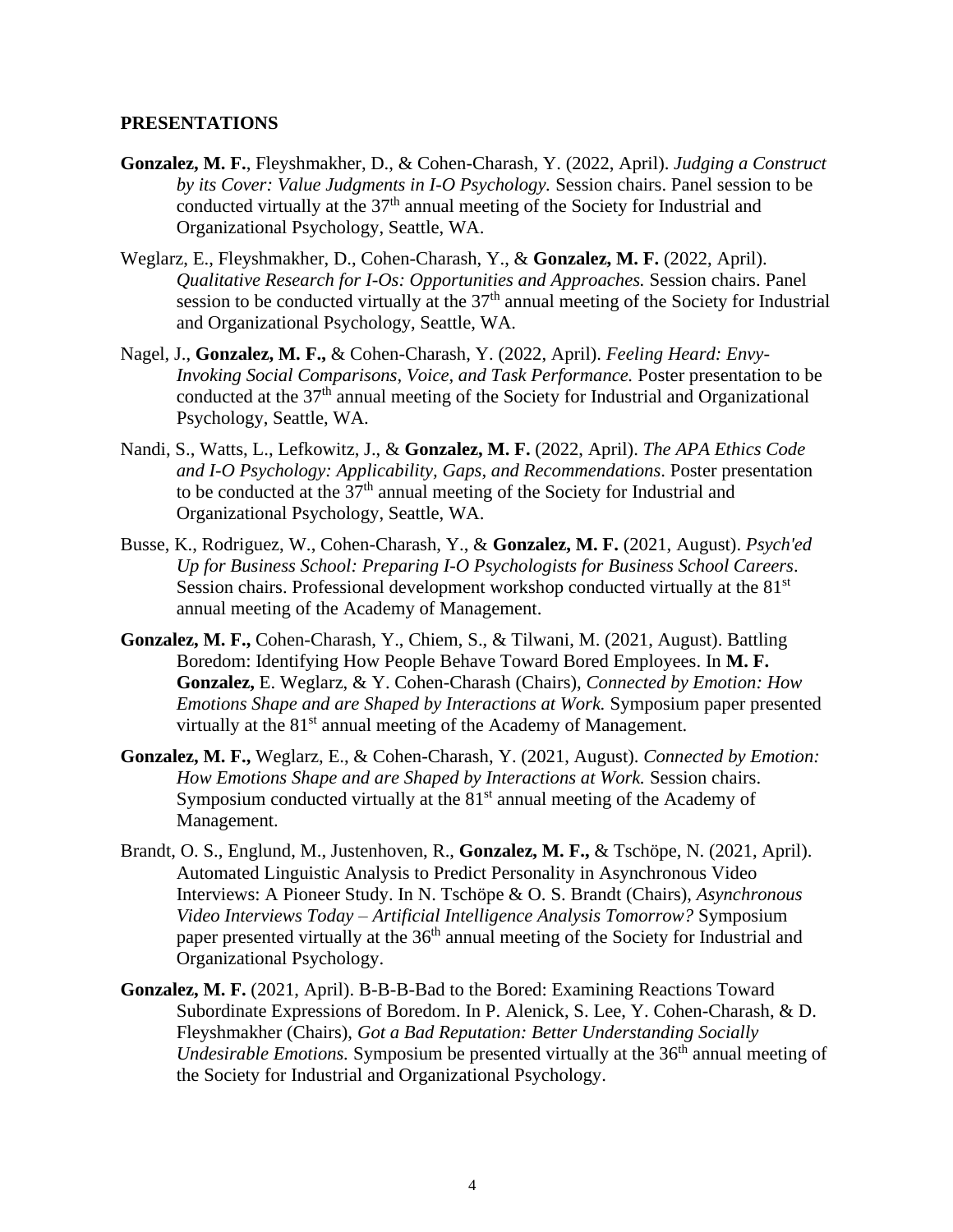## PRESENTATIONS

**Gonzalez, M. F.**, Fleyshmakher, D., & Cohen-Charash, Y. (2022, April). *Judging a Construct by its Cover: Value Judgments in I-O Psychology.* Session chairs. Panel session to be conducted virtually at the 37th annual meeting of the Society for Industrial and Organizational Psychology, Seattle, WA.

Weglarz, E., Fleyshmakher, D., Cohen-Charash, Y., & **Gonzalez, M. F.** (2022, April). *Qualitative Research for I-Os: Opportunities and Approaches.* Session chairs. Panel session to be conducted virtually at the 37th annual meeting of the Society for Industrial and Organizational Psychology, Seattle, WA.

Nagel, J., **Gonzalez, M. F.,** & Cohen-Charash, Y. (2022, April). *Feeling Heard: Envy-Invoking Social Comparisons, Voice, and Task Performance.* Poster presentation to be conducted at the 37th annual meeting of the Society for Industrial and Organizational Psychology, Seattle, WA.

Nandi, S., Watts, L., Lefkowitz, J., & **Gonzalez, M. F.** (2022, April). *The APA Ethics Code and I-O Psychology: Applicability, Gaps, and Recommendations*. Poster presentation to be conducted at the 37th annual meeting of the Society for Industrial and Organizational Psychology, Seattle, WA.

Busse, K., Rodriguez, W., Cohen-Charash, Y., & **Gonzalez, M. F.** (2021, August). *Psych'ed Up for Business School: Preparing I-O Psychologists for Business School Careers*. Session chairs. Professional development workshop conducted virtually at the 81st annual meeting of the Academy of Management.

**Gonzalez, M. F.,** Cohen-Charash, Y., Chiem, S., & Tilwani, M. (2021, August). Battling Boredom: Identifying How People Behave Toward Bored Employees. In **M. F. Gonzalez,** E. Weglarz, & Y. Cohen-Charash (Chairs), *Connected by Emotion: How Emotions Shape and are Shaped by Interactions at Work.* Symposium paper presented virtually at the 81st annual meeting of the Academy of Management.

**Gonzalez, M. F.,** Weglarz, E., & Cohen-Charash, Y. (2021, August). *Connected by Emotion: How Emotions Shape and are Shaped by Interactions at Work.* Session chairs. Symposium conducted virtually at the 81st annual meeting of the Academy of Management.

Brandt, O. S., Englund, M., Justenhoven, R., **Gonzalez, M. F.,** & Tschöpe, N. (2021, April). Automated Linguistic Analysis to Predict Personality in Asynchronous Video Interviews: A Pioneer Study. In N. Tschöpe & O. S. Brandt (Chairs), *Asynchronous Video Interviews Today – Artificial Intelligence Analysis Tomorrow?* Symposium paper presented virtually at the 36th annual meeting of the Society for Industrial and Organizational Psychology.

**Gonzalez, M. F.** (2021, April). B-B-B-Bad to the Bored: Examining Reactions Toward Subordinate Expressions of Boredom. In P. Alenick, S. Lee, Y. Cohen-Charash, & D. Fleyshmakher (Chairs), *Got a Bad Reputation: Better Understanding Socially Undesirable Emotions.* Symposium be presented virtually at the 36th annual meeting of the Society for Industrial and Organizational Psychology.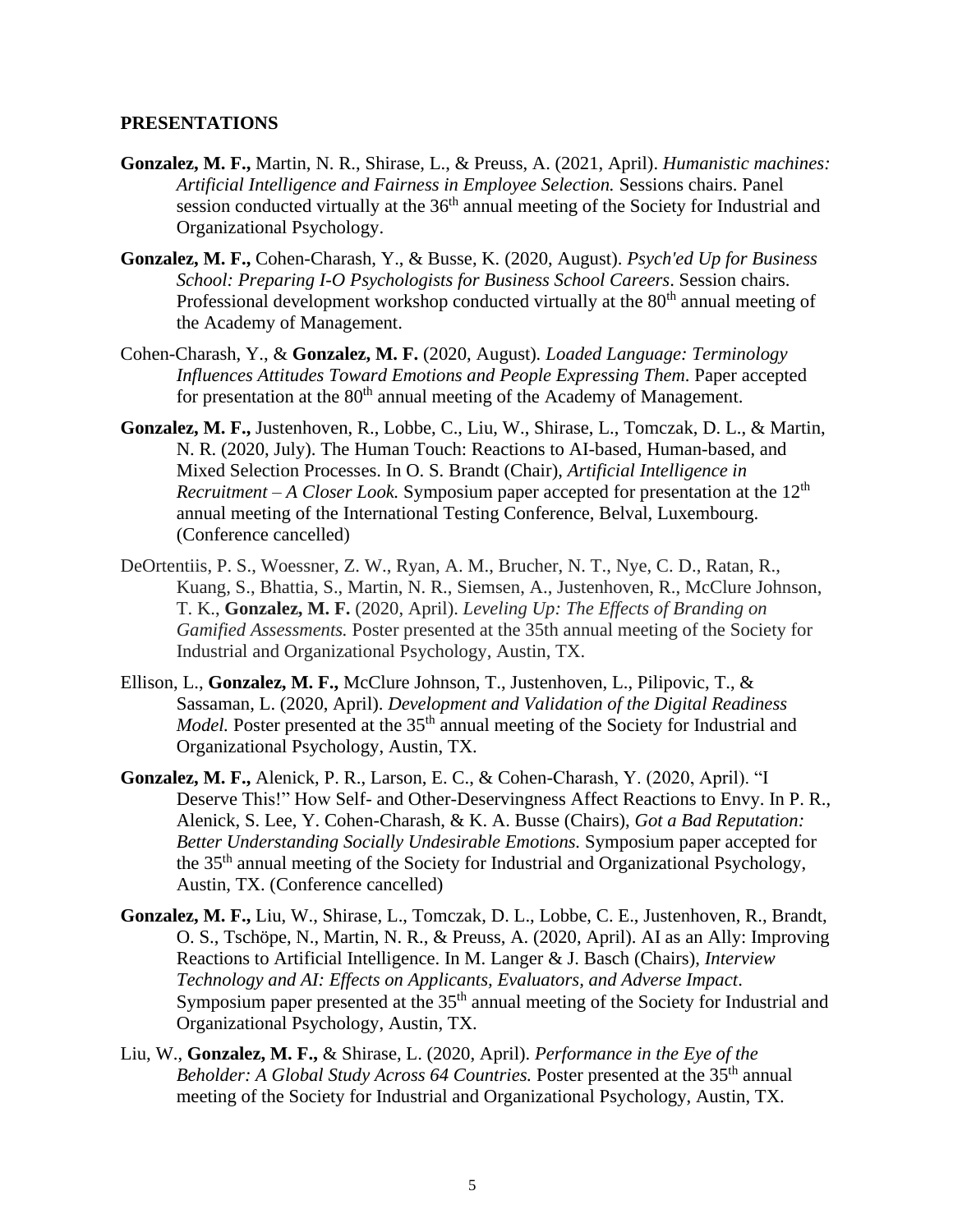**PRESENTATIONS**

**Gonzalez, M. F.,** Martin, N. R., Shirase, L., & Preuss, A. (2021, April). *Humanistic machines: Artificial Intelligence and Fairness in Employee Selection.* Sessions chairs. Panel session conducted virtually at the 36th annual meeting of the Society for Industrial and Organizational Psychology.

**Gonzalez, M. F.,** Cohen-Charash, Y., & Busse, K. (2020, August). *Psych'ed Up for Business School: Preparing I-O Psychologists for Business School Careers*. Session chairs. Professional development workshop conducted virtually at the 80th annual meeting of the Academy of Management.

Cohen-Charash, Y., & **Gonzalez, M. F.** (2020, August). *Loaded Language: Terminology Influences Attitudes Toward Emotions and People Expressing Them*. Paper accepted for presentation at the 80th annual meeting of the Academy of Management.

**Gonzalez, M. F.,** Justenhoven, R., Lobbe, C., Liu, W., Shirase, L., Tomczak, D. L., & Martin, N. R. (2020, July). The Human Touch: Reactions to AI-based, Human-based, and Mixed Selection Processes. In O. S. Brandt (Chair), *Artificial Intelligence in Recruitment – A Closer Look.* Symposium paper accepted for presentation at the 12th annual meeting of the International Testing Conference, Belval, Luxembourg. (Conference cancelled)

DeOrtentiis, P. S., Woessner, Z. W., Ryan, A. M., Brucher, N. T., Nye, C. D., Ratan, R., Kuang, S., Bhattia, S., Martin, N. R., Siemsen, A., Justenhoven, R., McClure Johnson, T. K., **Gonzalez, M. F.** (2020, April). *Leveling Up: The Effects of Branding on Gamified Assessments.* Poster presented at the 35th annual meeting of the Society for Industrial and Organizational Psychology, Austin, TX.

Ellison, L., **Gonzalez, M. F.,** McClure Johnson, T., Justenhoven, L., Pilipovic, T., & Sassaman, L. (2020, April). *Development and Validation of the Digital Readiness Model.* Poster presented at the 35th annual meeting of the Society for Industrial and Organizational Psychology, Austin, TX.

**Gonzalez, M. F.,** Alenick, P. R., Larson, E. C., & Cohen-Charash, Y. (2020, April). "I Deserve This!" How Self- and Other-Deservingness Affect Reactions to Envy. In P. R., Alenick, S. Lee, Y. Cohen-Charash, & K. A. Busse (Chairs), *Got a Bad Reputation: Better Understanding Socially Undesirable Emotions.* Symposium paper accepted for the 35th annual meeting of the Society for Industrial and Organizational Psychology, Austin, TX. (Conference cancelled)

**Gonzalez, M. F.,** Liu, W., Shirase, L., Tomczak, D. L., Lobbe, C. E., Justenhoven, R., Brandt, O. S., Tschöpe, N., Martin, N. R., & Preuss, A. (2020, April). AI as an Ally: Improving Reactions to Artificial Intelligence. In M. Langer & J. Basch (Chairs), *Interview Technology and AI: Effects on Applicants, Evaluators, and Adverse Impact*. Symposium paper presented at the 35th annual meeting of the Society for Industrial and Organizational Psychology, Austin, TX.

Liu, W., **Gonzalez, M. F.,** & Shirase, L. (2020, April). *Performance in the Eye of the Beholder: A Global Study Across 64 Countries.* Poster presented at the 35th annual meeting of the Society for Industrial and Organizational Psychology, Austin, TX.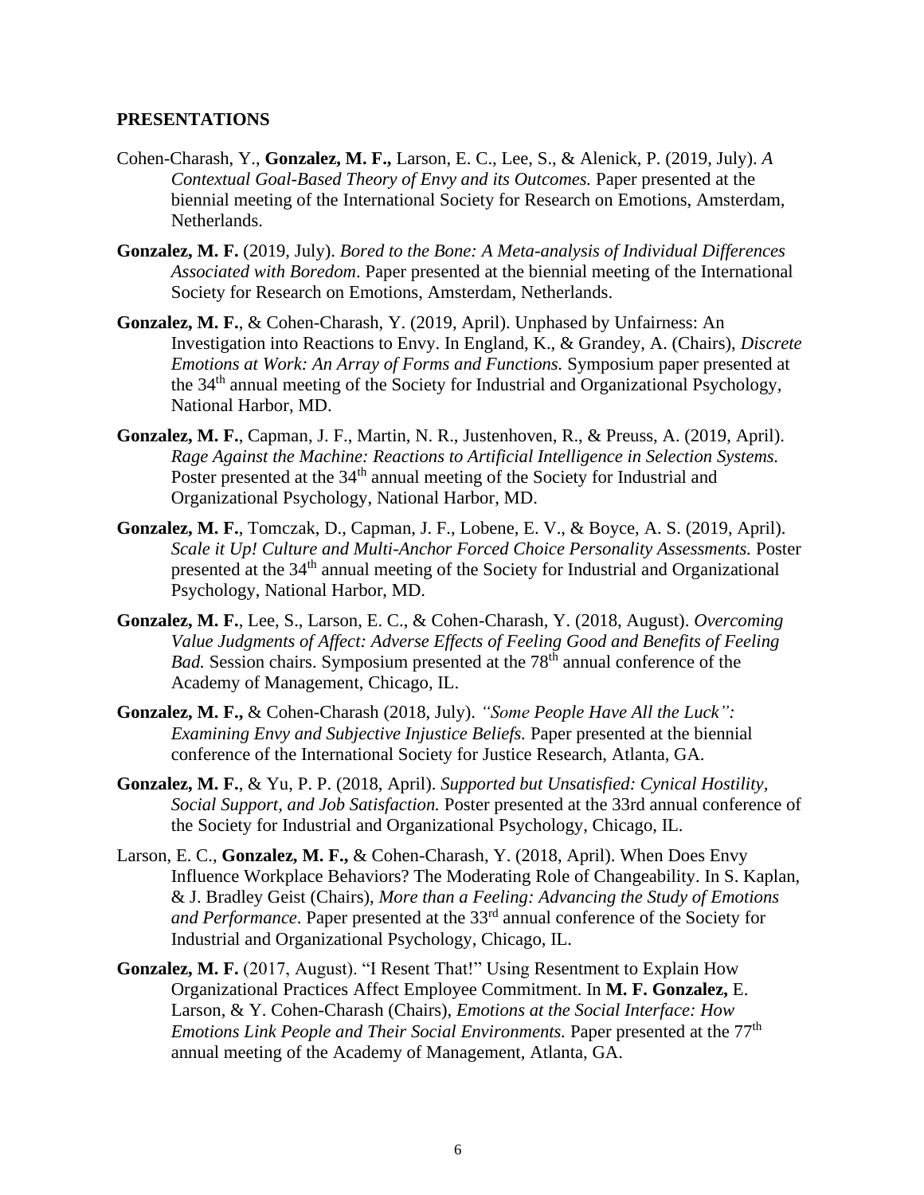## PRESENTATIONS

Cohen-Charash, Y., **Gonzalez, M. F.,** Larson, E. C., Lee, S., & Alenick, P. (2019, July). *A Contextual Goal-Based Theory of Envy and its Outcomes.* Paper presented at the biennial meeting of the International Society for Research on Emotions, Amsterdam, Netherlands.

**Gonzalez, M. F.** (2019, July). *Bored to the Bone: A Meta-analysis of Individual Differences Associated with Boredom*. Paper presented at the biennial meeting of the International Society for Research on Emotions, Amsterdam, Netherlands.

**Gonzalez, M. F.**, & Cohen-Charash, Y. (2019, April). Unphased by Unfairness: An Investigation into Reactions to Envy. In England, K., & Grandey, A. (Chairs), *Discrete Emotions at Work: An Array of Forms and Functions.* Symposium paper presented at the 34th annual meeting of the Society for Industrial and Organizational Psychology, National Harbor, MD.

**Gonzalez, M. F.**, Capman, J. F., Martin, N. R., Justenhoven, R., & Preuss, A. (2019, April). *Rage Against the Machine: Reactions to Artificial Intelligence in Selection Systems.* Poster presented at the 34th annual meeting of the Society for Industrial and Organizational Psychology, National Harbor, MD.

**Gonzalez, M. F.**, Tomczak, D., Capman, J. F., Lobene, E. V., & Boyce, A. S. (2019, April). *Scale it Up! Culture and Multi-Anchor Forced Choice Personality Assessments.* Poster presented at the 34th annual meeting of the Society for Industrial and Organizational Psychology, National Harbor, MD.

**Gonzalez, M. F.**, Lee, S., Larson, E. C., & Cohen-Charash, Y. (2018, August). *Overcoming Value Judgments of Affect: Adverse Effects of Feeling Good and Benefits of Feeling Bad.* Session chairs. Symposium presented at the 78th annual conference of the Academy of Management, Chicago, IL.

**Gonzalez, M. F.,** & Cohen-Charash (2018, July). *"Some People Have All the Luck": Examining Envy and Subjective Injustice Beliefs.* Paper presented at the biennial conference of the International Society for Justice Research, Atlanta, GA.

**Gonzalez, M. F.**, & Yu, P. P. (2018, April). *Supported but Unsatisfied: Cynical Hostility, Social Support, and Job Satisfaction.* Poster presented at the 33rd annual conference of the Society for Industrial and Organizational Psychology, Chicago, IL.

Larson, E. C., **Gonzalez, M. F.,** & Cohen-Charash, Y. (2018, April). When Does Envy Influence Workplace Behaviors? The Moderating Role of Changeability. In S. Kaplan, & J. Bradley Geist (Chairs), *More than a Feeling: Advancing the Study of Emotions and Performance*. Paper presented at the 33rd annual conference of the Society for Industrial and Organizational Psychology, Chicago, IL.

**Gonzalez, M. F.** (2017, August). "I Resent That!" Using Resentment to Explain How Organizational Practices Affect Employee Commitment. In **M. F. Gonzalez,** E. Larson, & Y. Cohen-Charash (Chairs), *Emotions at the Social Interface: How Emotions Link People and Their Social Environments.* Paper presented at the 77th annual meeting of the Academy of Management, Atlanta, GA.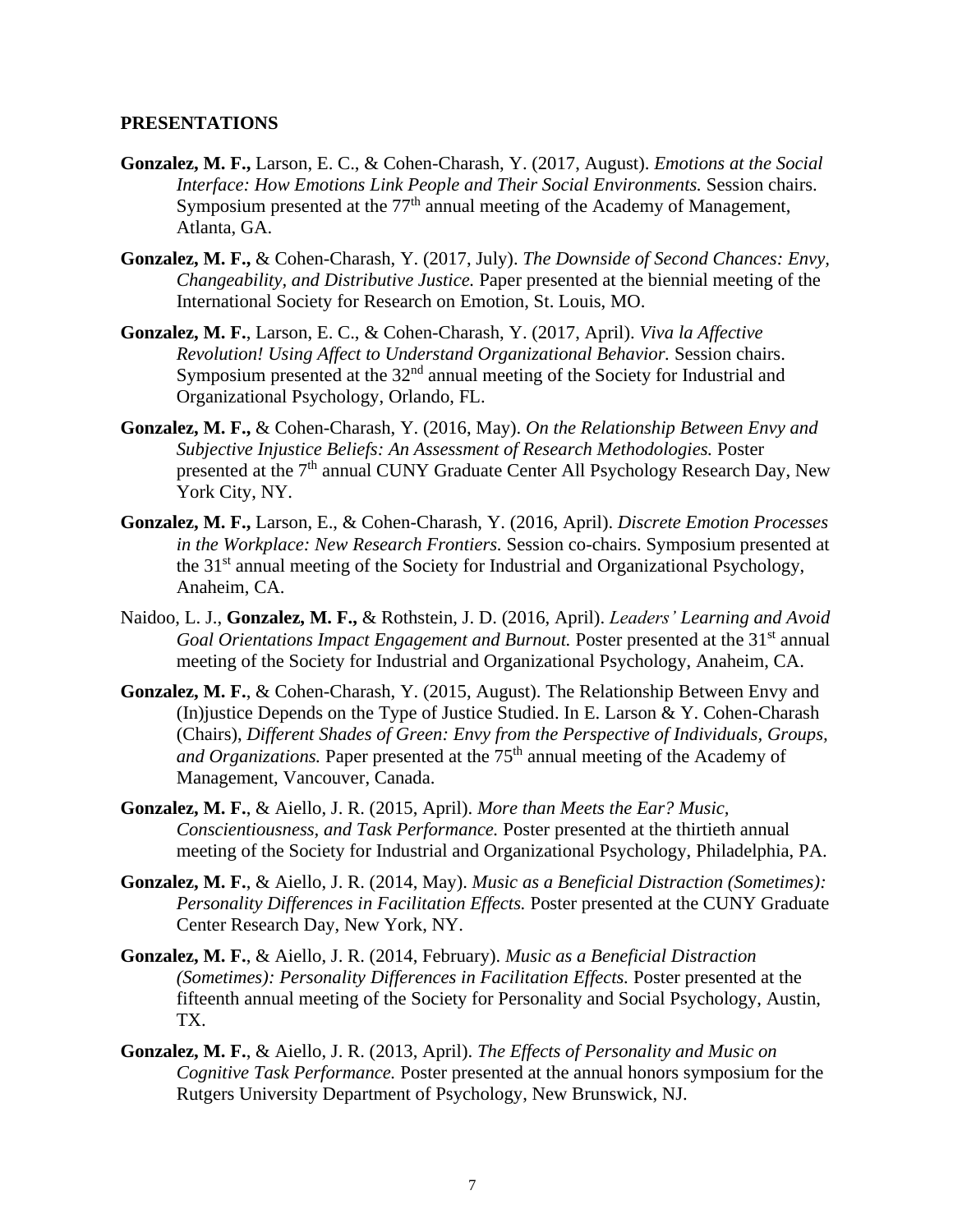**PRESENTATIONS**

**Gonzalez, M. F.,** Larson, E. C., & Cohen-Charash, Y. (2017, August). *Emotions at the Social Interface: How Emotions Link People and Their Social Environments.* Session chairs. Symposium presented at the 77th annual meeting of the Academy of Management, Atlanta, GA.

**Gonzalez, M. F.,** & Cohen-Charash, Y. (2017, July). *The Downside of Second Chances: Envy, Changeability, and Distributive Justice.* Paper presented at the biennial meeting of the International Society for Research on Emotion, St. Louis, MO.

**Gonzalez, M. F.**, Larson, E. C., & Cohen-Charash, Y. (2017, April). *Viva la Affective Revolution! Using Affect to Understand Organizational Behavior.* Session chairs. Symposium presented at the 32nd annual meeting of the Society for Industrial and Organizational Psychology, Orlando, FL.

**Gonzalez, M. F.,** & Cohen-Charash, Y. (2016, May). *On the Relationship Between Envy and Subjective Injustice Beliefs: An Assessment of Research Methodologies.* Poster presented at the 7th annual CUNY Graduate Center All Psychology Research Day, New York City, NY.

**Gonzalez, M. F.,** Larson, E., & Cohen-Charash, Y. (2016, April). *Discrete Emotion Processes in the Workplace: New Research Frontiers.* Session co-chairs. Symposium presented at the 31st annual meeting of the Society for Industrial and Organizational Psychology, Anaheim, CA.

Naidoo, L. J., **Gonzalez, M. F.,** & Rothstein, J. D. (2016, April). *Leaders' Learning and Avoid Goal Orientations Impact Engagement and Burnout.* Poster presented at the 31st annual meeting of the Society for Industrial and Organizational Psychology, Anaheim, CA.

**Gonzalez, M. F.**, & Cohen-Charash, Y. (2015, August). The Relationship Between Envy and (In)justice Depends on the Type of Justice Studied. In E. Larson & Y. Cohen-Charash (Chairs), *Different Shades of Green: Envy from the Perspective of Individuals, Groups, and Organizations.* Paper presented at the 75th annual meeting of the Academy of Management, Vancouver, Canada.

**Gonzalez, M. F.**, & Aiello, J. R. (2015, April). *More than Meets the Ear? Music, Conscientiousness, and Task Performance.* Poster presented at the thirtieth annual meeting of the Society for Industrial and Organizational Psychology, Philadelphia, PA.

**Gonzalez, M. F.**, & Aiello, J. R. (2014, May). *Music as a Beneficial Distraction (Sometimes): Personality Differences in Facilitation Effects.* Poster presented at the CUNY Graduate Center Research Day, New York, NY.

**Gonzalez, M. F.**, & Aiello, J. R. (2014, February). *Music as a Beneficial Distraction (Sometimes): Personality Differences in Facilitation Effects.* Poster presented at the fifteenth annual meeting of the Society for Personality and Social Psychology, Austin, TX.

**Gonzalez, M. F.**, & Aiello, J. R. (2013, April). *The Effects of Personality and Music on Cognitive Task Performance.* Poster presented at the annual honors symposium for the Rutgers University Department of Psychology, New Brunswick, NJ.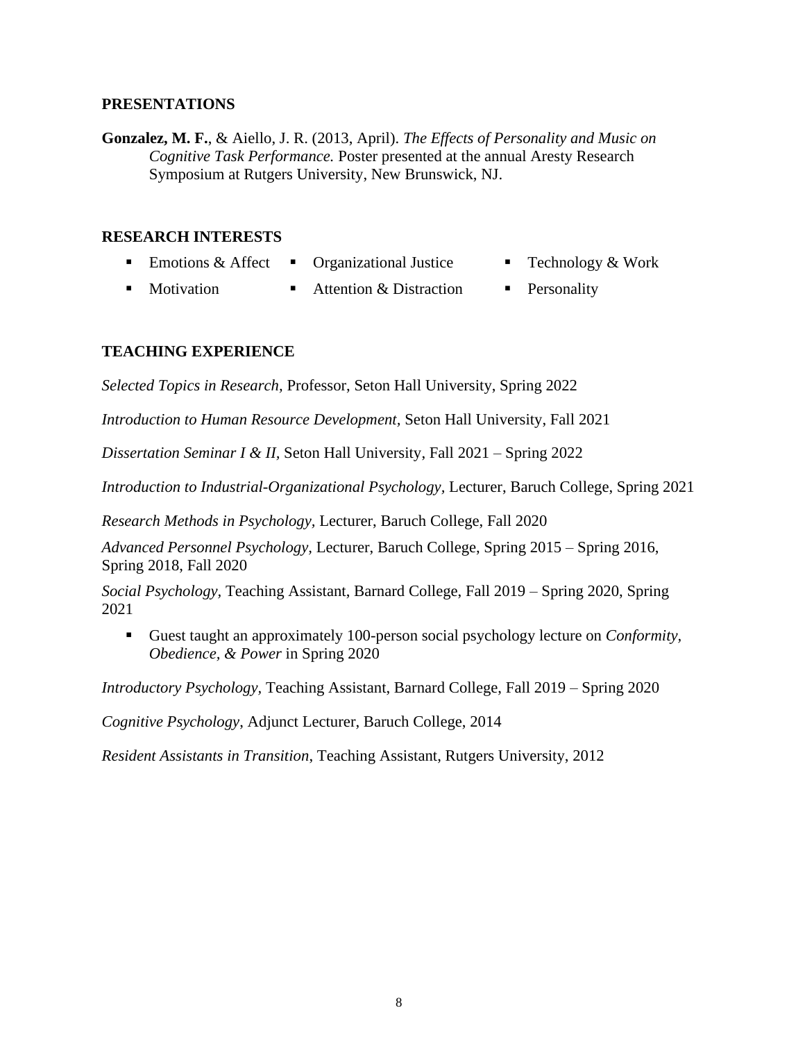## PRESENTATIONS

**Gonzalez, M. F.**, & Aiello, J. R. (2013, April). *The Effects of Personality and Music on Cognitive Task Performance.* Poster presented at the annual Aresty Research Symposium at Rutgers University, New Brunswick, NJ.

## RESEARCH INTERESTS

- Emotions & Affect
- Organizational Justice
- Technology & Work
- Motivation
- Attention & Distraction
- Personality

## TEACHING EXPERIENCE

*Selected Topics in Research,* Professor, Seton Hall University, Spring 2022

*Introduction to Human Resource Development,* Seton Hall University, Fall 2021

*Dissertation Seminar I & II,* Seton Hall University, Fall 2021 – Spring 2022

*Introduction to Industrial-Organizational Psychology,* Lecturer, Baruch College, Spring 2021

*Research Methods in Psychology,* Lecturer, Baruch College, Fall 2020

*Advanced Personnel Psychology,* Lecturer, Baruch College, Spring 2015 – Spring 2016, Spring 2018, Fall 2020

*Social Psychology,* Teaching Assistant, Barnard College, Fall 2019 – Spring 2020, Spring 2021

- Guest taught an approximately 100-person social psychology lecture on *Conformity, Obedience, & Power* in Spring 2020

*Introductory Psychology,* Teaching Assistant, Barnard College, Fall 2019 – Spring 2020

*Cognitive Psychology,* Adjunct Lecturer, Baruch College, 2014

*Resident Assistants in Transition,* Teaching Assistant, Rutgers University, 2012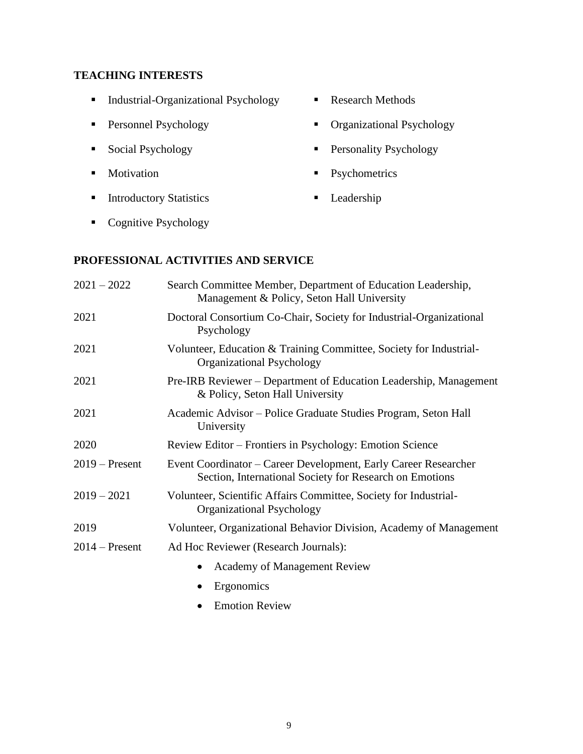## TEACHING INTERESTS

- Industrial-Organizational Psychology
- Personnel Psychology
- Social Psychology
- Motivation
- Introductory Statistics
- Cognitive Psychology
- Research Methods
- Organizational Psychology
- Personality Psychology
- Psychometrics
- Leadership

## PROFESSIONAL ACTIVITIES AND SERVICE

2021 – 2022 Search Committee Member, Department of Education Leadership, Management & Policy, Seton Hall University

2021 Doctoral Consortium Co-Chair, Society for Industrial-Organizational Psychology

2021 Volunteer, Education & Training Committee, Society for Industrial-Organizational Psychology

2021 Pre-IRB Reviewer – Department of Education Leadership, Management & Policy, Seton Hall University

2021 Academic Advisor – Police Graduate Studies Program, Seton Hall University

2020 Review Editor – Frontiers in Psychology: Emotion Science

2019 – Present Event Coordinator – Career Development, Early Career Researcher Section, International Society for Research on Emotions

2019 – 2021 Volunteer, Scientific Affairs Committee, Society for Industrial-Organizational Psychology

2019 Volunteer, Organizational Behavior Division, Academy of Management

2014 – Present Ad Hoc Reviewer (Research Journals):

- Academy of Management Review
- Ergonomics
- Emotion Review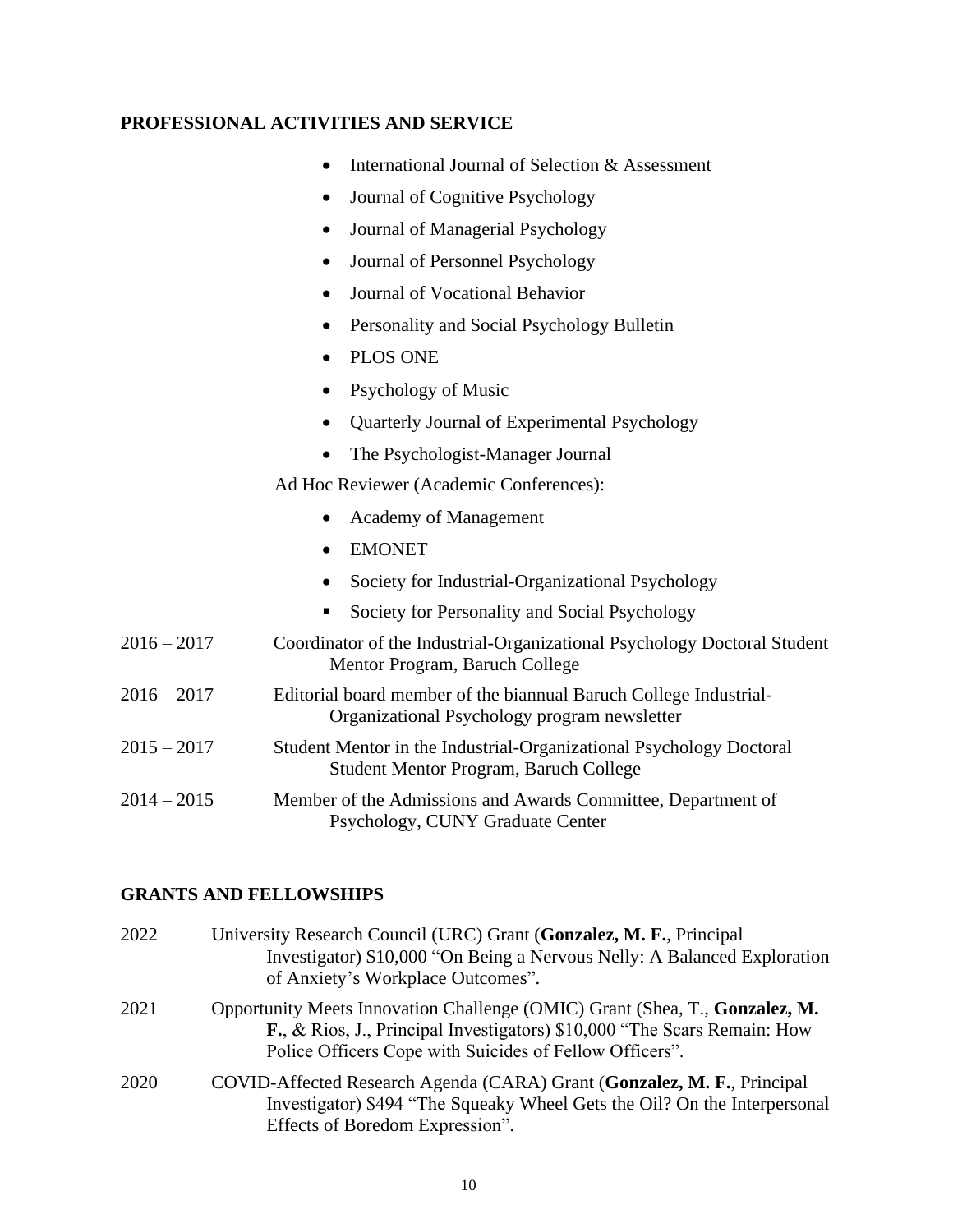## PROFESSIONAL ACTIVITIES AND SERVICE

- International Journal of Selection & Assessment
- Journal of Cognitive Psychology
- Journal of Managerial Psychology
- Journal of Personnel Psychology
- Journal of Vocational Behavior
- Personality and Social Psychology Bulletin
- PLOS ONE
- Psychology of Music
- Quarterly Journal of Experimental Psychology
- The Psychologist-Manager Journal

Ad Hoc Reviewer (Academic Conferences):

- Academy of Management
- EMONET
- Society for Industrial-Organizational Psychology
- Society for Personality and Social Psychology

2016 – 2017 Coordinator of the Industrial-Organizational Psychology Doctoral Student Mentor Program, Baruch College

2016 – 2017 Editorial board member of the biannual Baruch College Industrial-Organizational Psychology program newsletter

2015 – 2017 Student Mentor in the Industrial-Organizational Psychology Doctoral Student Mentor Program, Baruch College

2014 – 2015 Member of the Admissions and Awards Committee, Department of Psychology, CUNY Graduate Center

## GRANTS AND FELLOWSHIPS

2022 University Research Council (URC) Grant (**Gonzalez, M. F.**, Principal Investigator) $10,000 "On Being a Nervous Nelly: A Balanced Exploration of Anxiety's Workplace Outcomes".

2021 Opportunity Meets Innovation Challenge (OMIC) Grant (Shea, T., **Gonzalez, M. F.**, & Rios, J., Principal Investigators) $10,000 "The Scars Remain: How Police Officers Cope with Suicides of Fellow Officers".

2020 COVID-Affected Research Agenda (CARA) Grant (**Gonzalez, M. F.**, Principal Investigator) $494 "The Squeaky Wheel Gets the Oil? On the Interpersonal Effects of Boredom Expression".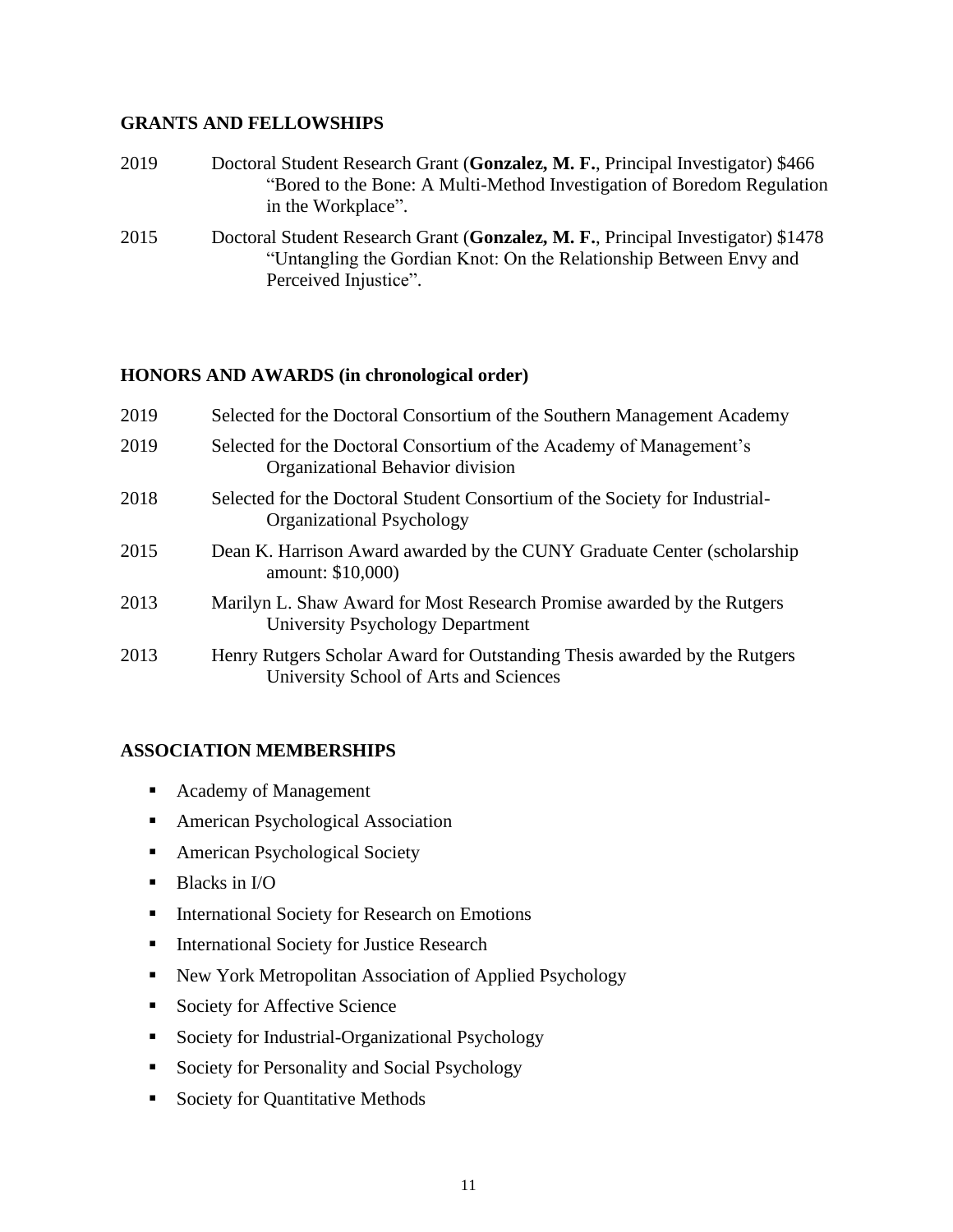## GRANTS AND FELLOWSHIPS

2019 Doctoral Student Research Grant (**Gonzalez, M. F.**, Principal Investigator) $466 "Bored to the Bone: A Multi-Method Investigation of Boredom Regulation in the Workplace".

2015 Doctoral Student Research Grant (**Gonzalez, M. F.**, Principal Investigator) $1478 "Untangling the Gordian Knot: On the Relationship Between Envy and Perceived Injustice".

## HONORS AND AWARDS (in chronological order)

2019 Selected for the Doctoral Consortium of the Southern Management Academy

2019 Selected for the Doctoral Consortium of the Academy of Management's Organizational Behavior division

2018 Selected for the Doctoral Student Consortium of the Society for Industrial-Organizational Psychology

2015 Dean K. Harrison Award awarded by the CUNY Graduate Center (scholarship amount: $10,000)

2013 Marilyn L. Shaw Award for Most Research Promise awarded by the Rutgers University Psychology Department

2013 Henry Rutgers Scholar Award for Outstanding Thesis awarded by the Rutgers University School of Arts and Sciences

## ASSOCIATION MEMBERSHIPS

- Academy of Management
- American Psychological Association
- American Psychological Society
- Blacks in I/O
- International Society for Research on Emotions
- International Society for Justice Research
- New York Metropolitan Association of Applied Psychology
- Society for Affective Science
- Society for Industrial-Organizational Psychology
- Society for Personality and Social Psychology
- Society for Quantitative Methods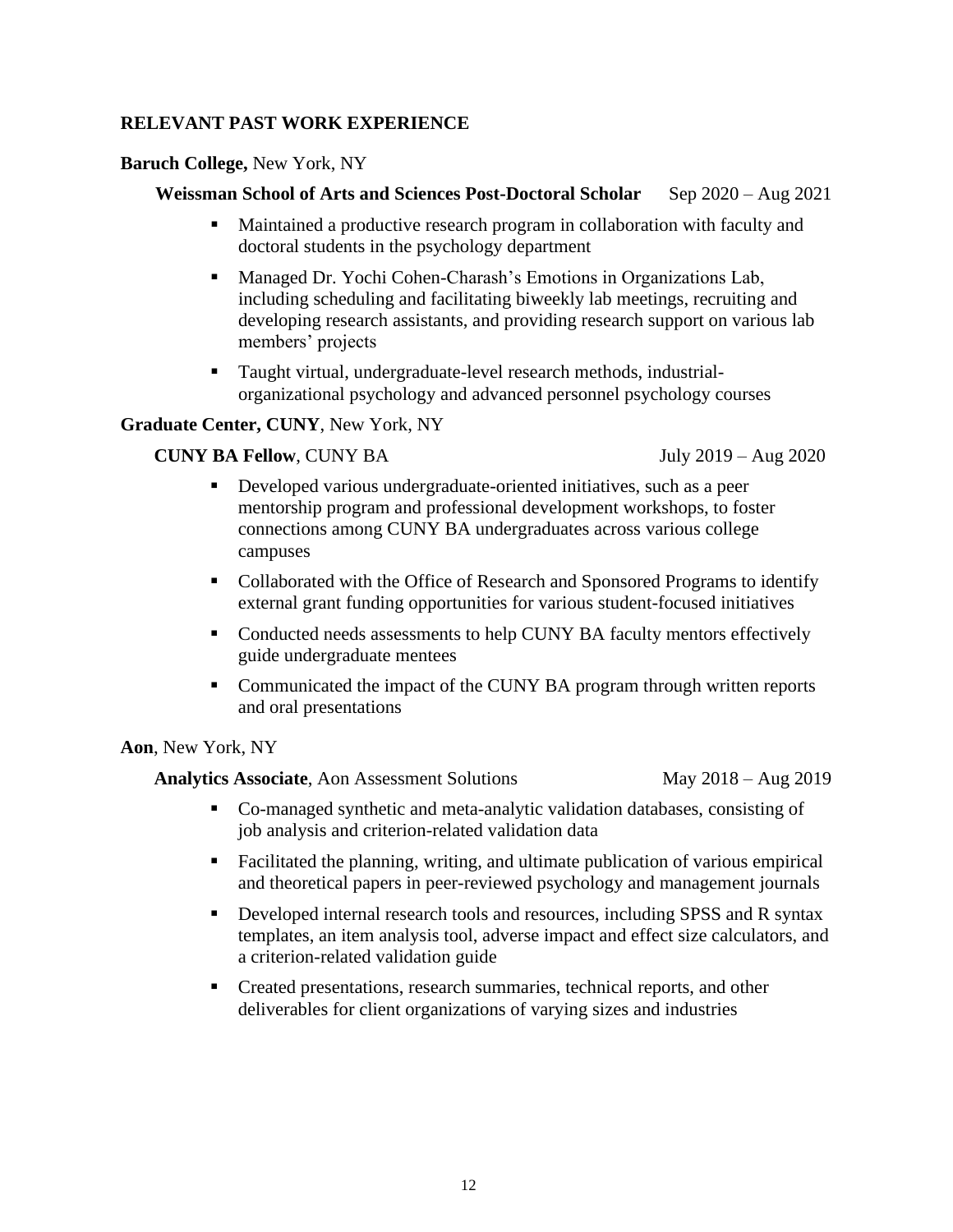## RELEVANT PAST WORK EXPERIENCE

**Baruch College,** New York, NY

**Weissman School of Arts and Sciences Post-Doctoral Scholar** Sep 2020 – Aug 2021

- Maintained a productive research program in collaboration with faculty and doctoral students in the psychology department
- Managed Dr. Yochi Cohen-Charash's Emotions in Organizations Lab, including scheduling and facilitating biweekly lab meetings, recruiting and developing research assistants, and providing research support on various lab members' projects
- Taught virtual, undergraduate-level research methods, industrial-organizational psychology and advanced personnel psychology courses

**Graduate Center, CUNY**, New York, NY

**CUNY BA Fellow**, CUNY BA July 2019 – Aug 2020

- Developed various undergraduate-oriented initiatives, such as a peer mentorship program and professional development workshops, to foster connections among CUNY BA undergraduates across various college campuses
- Collaborated with the Office of Research and Sponsored Programs to identify external grant funding opportunities for various student-focused initiatives
- Conducted needs assessments to help CUNY BA faculty mentors effectively guide undergraduate mentees
- Communicated the impact of the CUNY BA program through written reports and oral presentations

**Aon**, New York, NY

**Analytics Associate**, Aon Assessment Solutions May 2018 – Aug 2019

- Co-managed synthetic and meta-analytic validation databases, consisting of job analysis and criterion-related validation data
- Facilitated the planning, writing, and ultimate publication of various empirical and theoretical papers in peer-reviewed psychology and management journals
- Developed internal research tools and resources, including SPSS and R syntax templates, an item analysis tool, adverse impact and effect size calculators, and a criterion-related validation guide
- Created presentations, research summaries, technical reports, and other deliverables for client organizations of varying sizes and industries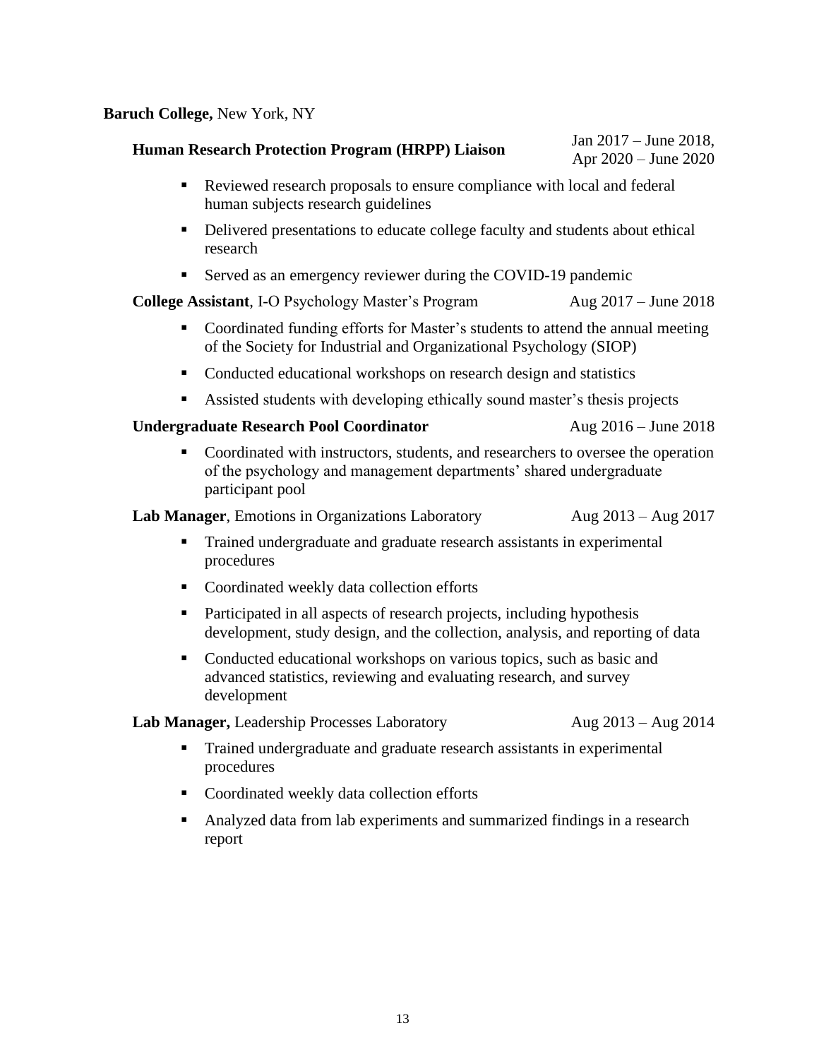**Baruch College,** New York, NY

**Human Research Protection Program (HRPP) Liaison** — Jan 2017 – June 2018, Apr 2020 – June 2020

- Reviewed research proposals to ensure compliance with local and federal human subjects research guidelines
- Delivered presentations to educate college faculty and students about ethical research
- Served as an emergency reviewer during the COVID-19 pandemic

**College Assistant**, I-O Psychology Master's Program — Aug 2017 – June 2018

- Coordinated funding efforts for Master's students to attend the annual meeting of the Society for Industrial and Organizational Psychology (SIOP)
- Conducted educational workshops on research design and statistics
- Assisted students with developing ethically sound master's thesis projects

**Undergraduate Research Pool Coordinator** — Aug 2016 – June 2018

- Coordinated with instructors, students, and researchers to oversee the operation of the psychology and management departments' shared undergraduate participant pool

**Lab Manager**, Emotions in Organizations Laboratory — Aug 2013 – Aug 2017

- Trained undergraduate and graduate research assistants in experimental procedures
- Coordinated weekly data collection efforts
- Participated in all aspects of research projects, including hypothesis development, study design, and the collection, analysis, and reporting of data
- Conducted educational workshops on various topics, such as basic and advanced statistics, reviewing and evaluating research, and survey development

**Lab Manager,** Leadership Processes Laboratory — Aug 2013 – Aug 2014

- Trained undergraduate and graduate research assistants in experimental procedures
- Coordinated weekly data collection efforts
- Analyzed data from lab experiments and summarized findings in a research report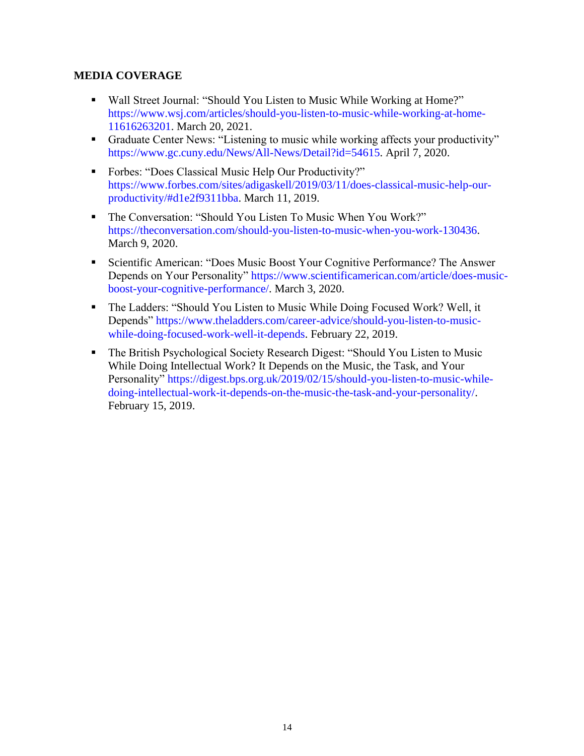**MEDIA COVERAGE**

- Wall Street Journal: “Should You Listen to Music While Working at Home?” https://www.wsj.com/articles/should-you-listen-to-music-while-working-at-home-11616263201. March 20, 2021.
- Graduate Center News: “Listening to music while working affects your productivity” https://www.gc.cuny.edu/News/All-News/Detail?id=54615. April 7, 2020.
- Forbes: “Does Classical Music Help Our Productivity?” https://www.forbes.com/sites/adigaskell/2019/03/11/does-classical-music-help-our-productivity/#d1e2f9311bba. March 11, 2019.
- The Conversation: “Should You Listen To Music When You Work?” https://theconversation.com/should-you-listen-to-music-when-you-work-130436. March 9, 2020.
- Scientific American: “Does Music Boost Your Cognitive Performance? The Answer Depends on Your Personality” https://www.scientificamerican.com/article/does-music-boost-your-cognitive-performance/. March 3, 2020.
- The Ladders: “Should You Listen to Music While Doing Focused Work? Well, it Depends” https://www.theladders.com/career-advice/should-you-listen-to-music-while-doing-focused-work-well-it-depends. February 22, 2019.
- The British Psychological Society Research Digest: “Should You Listen to Music While Doing Intellectual Work? It Depends on the Music, the Task, and Your Personality” https://digest.bps.org.uk/2019/02/15/should-you-listen-to-music-while-doing-intellectual-work-it-depends-on-the-music-the-task-and-your-personality/. February 15, 2019.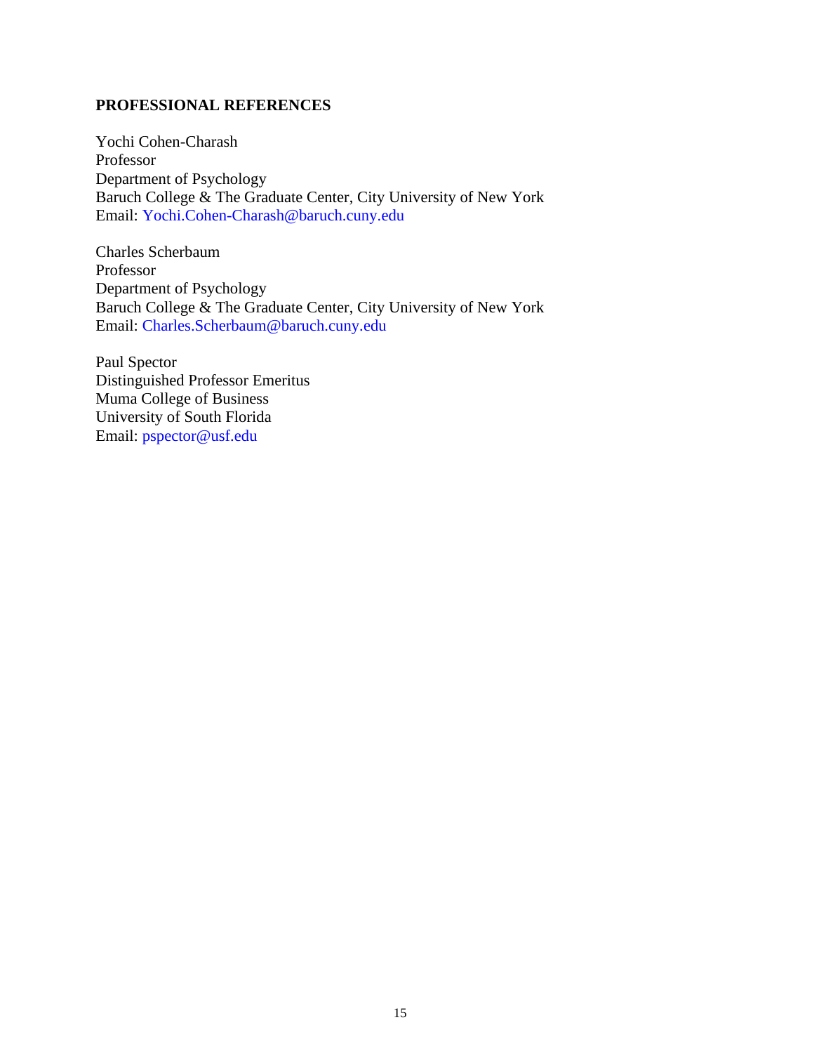**PROFESSIONAL REFERENCES**

Yochi Cohen-Charash  
Professor  
Department of Psychology  
Baruch College & The Graduate Center, City University of New York  
Email: Yochi.Cohen-Charash@baruch.cuny.edu

Charles Scherbaum  
Professor  
Department of Psychology  
Baruch College & The Graduate Center, City University of New York  
Email: Charles.Scherbaum@baruch.cuny.edu

Paul Spector  
Distinguished Professor Emeritus  
Muma College of Business  
University of South Florida  
Email: pspector@usf.edu